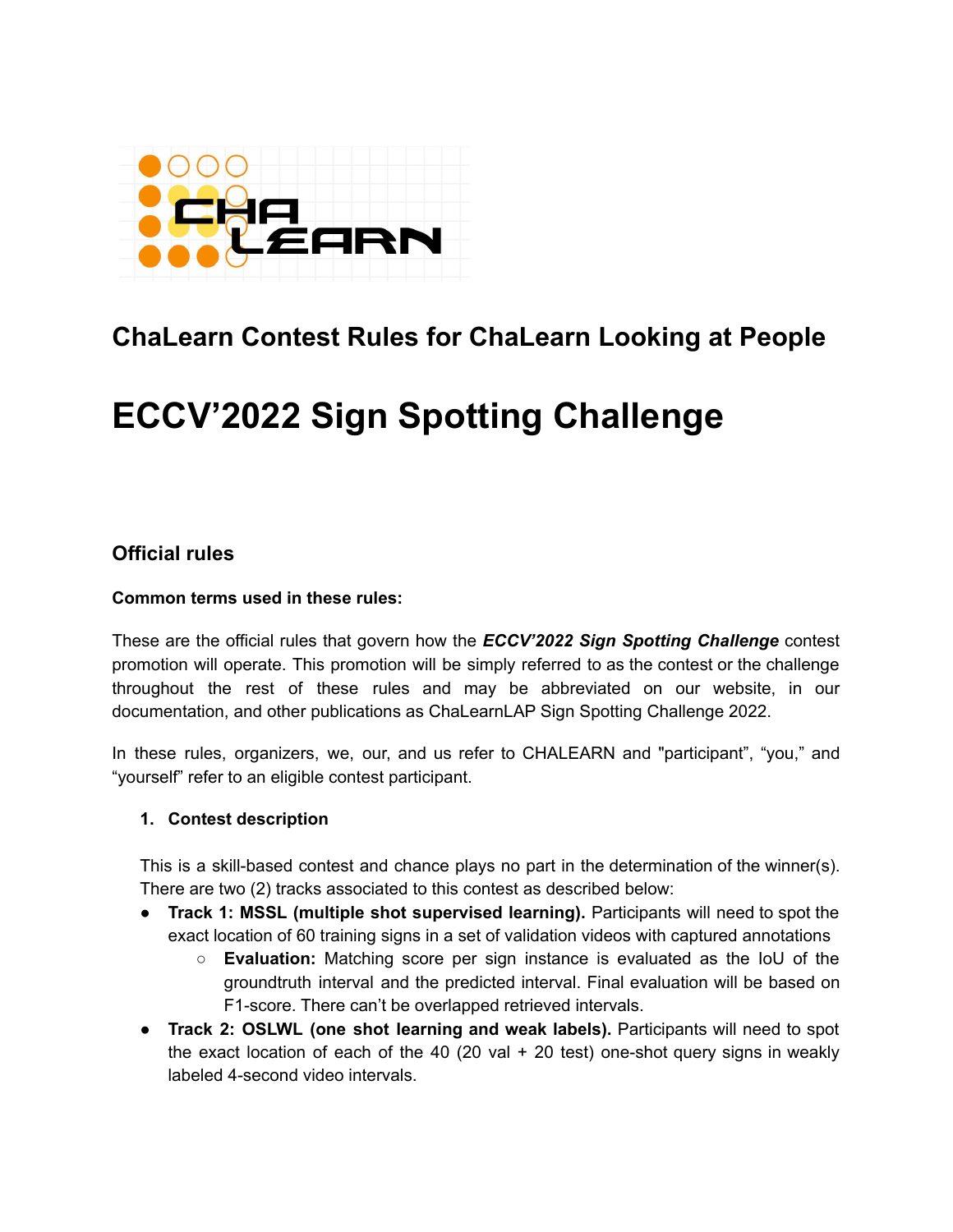## ChaLearn Contest Rules for ChaLearn Looking at People

# ECCV'2022 Sign Spotting Challenge

### Official rules

**Common terms used in these rules:**

These are the official rules that govern how the ***ECCV'2022 Sign Spotting Challenge*** contest promotion will operate. This promotion will be simply referred to as the contest or the challenge throughout the rest of these rules and may be abbreviated on our website, in our documentation, and other publications as ChaLearnLAP Sign Spotting Challenge 2022.

In these rules, organizers, we, our, and us refer to CHALEARN and "participant", "you," and "yourself" refer to an eligible contest participant.

1. **Contest description**

This is a skill-based contest and chance plays no part in the determination of the winner(s). There are two (2) tracks associated to this contest as described below:

- **Track 1: MSSL (multiple shot supervised learning).** Participants will need to spot the exact location of 60 training signs in a set of validation videos with captured annotations
  - **Evaluation:** Matching score per sign instance is evaluated as the IoU of the groundtruth interval and the predicted interval. Final evaluation will be based on F1-score. There can't be overlapped retrieved intervals.
- **Track 2: OSLWL (one shot learning and weak labels).** Participants will need to spot the exact location of each of the 40 (20 val + 20 test) one-shot query signs in weakly labeled 4-second video intervals.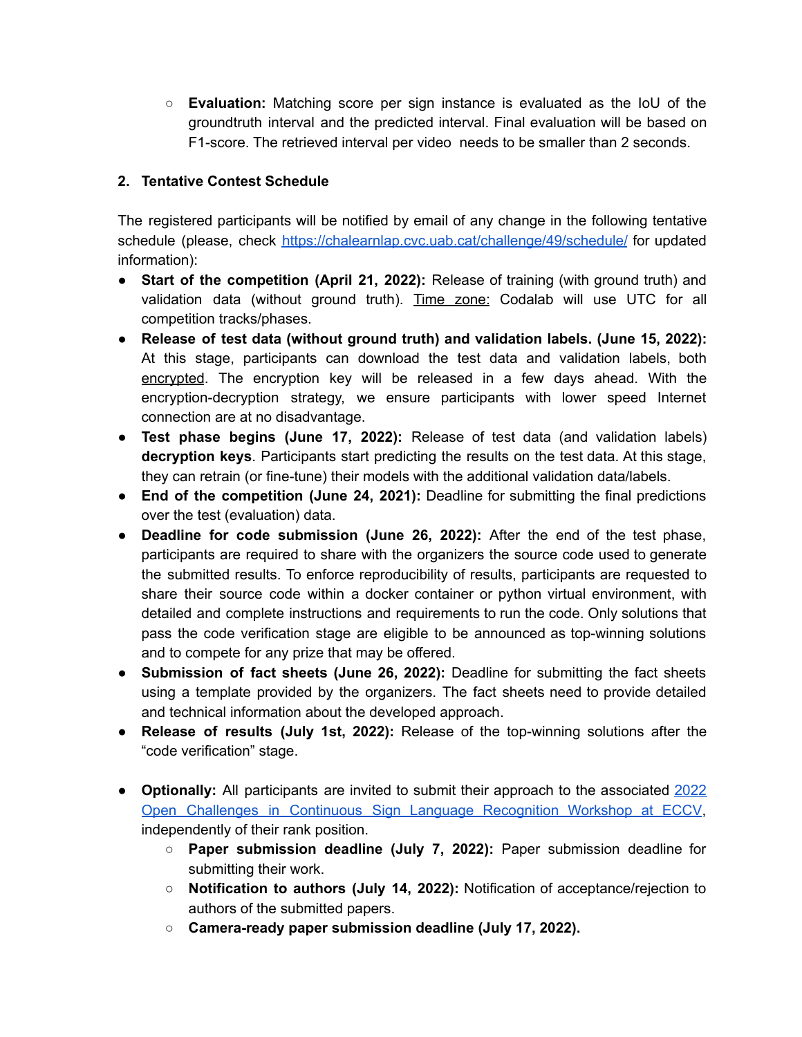- **Evaluation:** Matching score per sign instance is evaluated as the IoU of the groundtruth interval and the predicted interval. Final evaluation will be based on F1-score. The retrieved interval per video needs to be smaller than 2 seconds.

## 2. Tentative Contest Schedule

The registered participants will be notified by email of any change in the following tentative schedule (please, check [https://chalearnlap.cvc.uab.cat/challenge/49/schedule/](https://chalearnlap.cvc.uab.cat/challenge/49/schedule/) for updated information):

- **Start of the competition (April 21, 2022):** Release of training (with ground truth) and validation data (without ground truth). Time zone: Codalab will use UTC for all competition tracks/phases.
- **Release of test data (without ground truth) and validation labels. (June 15, 2022):** At this stage, participants can download the test data and validation labels, both encrypted. The encryption key will be released in a few days ahead. With the encryption-decryption strategy, we ensure participants with lower speed Internet connection are at no disadvantage.
- **Test phase begins (June 17, 2022):** Release of test data (and validation labels) **decryption keys**. Participants start predicting the results on the test data. At this stage, they can retrain (or fine-tune) their models with the additional validation data/labels.
- **End of the competition (June 24, 2021):** Deadline for submitting the final predictions over the test (evaluation) data.
- **Deadline for code submission (June 26, 2022):** After the end of the test phase, participants are required to share with the organizers the source code used to generate the submitted results. To enforce reproducibility of results, participants are requested to share their source code within a docker container or python virtual environment, with detailed and complete instructions and requirements to run the code. Only solutions that pass the code verification stage are eligible to be announced as top-winning solutions and to compete for any prize that may be offered.
- **Submission of fact sheets (June 26, 2022):** Deadline for submitting the fact sheets using a template provided by the organizers. The fact sheets need to provide detailed and technical information about the developed approach.
- **Release of results (July 1st, 2022):** Release of the top-winning solutions after the "code verification" stage.

- **Optionally:** All participants are invited to submit their approach to the associated 2022 Open Challenges in Continuous Sign Language Recognition Workshop at ECCV, independently of their rank position.
  - **Paper submission deadline (July 7, 2022):** Paper submission deadline for submitting their work.
  - **Notification to authors (July 14, 2022):** Notification of acceptance/rejection to authors of the submitted papers.
  - **Camera-ready paper submission deadline (July 17, 2022).**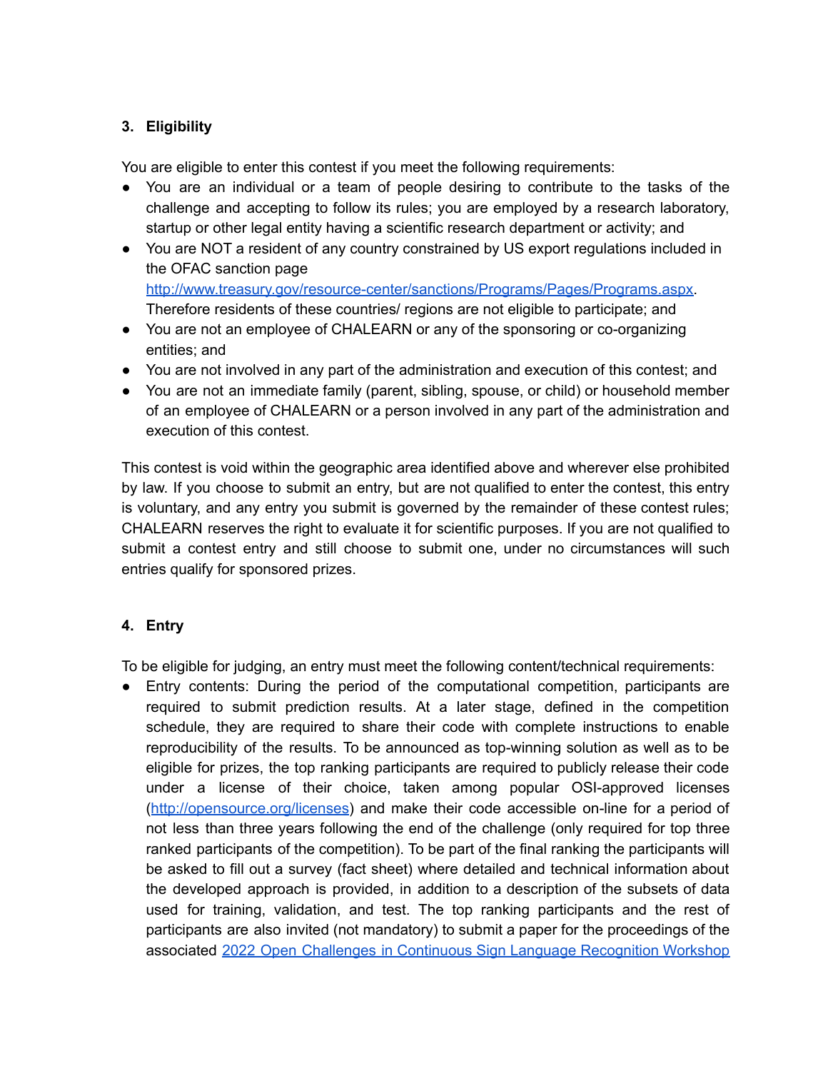## 3. Eligibility

You are eligible to enter this contest if you meet the following requirements:

- You are an individual or a team of people desiring to contribute to the tasks of the challenge and accepting to follow its rules; you are employed by a research laboratory, startup or other legal entity having a scientific research department or activity; and
- You are NOT a resident of any country constrained by US export regulations included in the OFAC sanction page [http://www.treasury.gov/resource-center/sanctions/Programs/Pages/Programs.aspx](http://www.treasury.gov/resource-center/sanctions/Programs/Pages/Programs.aspx). Therefore residents of these countries/ regions are not eligible to participate; and
- You are not an employee of CHALEARN or any of the sponsoring or co-organizing entities; and
- You are not involved in any part of the administration and execution of this contest; and
- You are not an immediate family (parent, sibling, spouse, or child) or household member of an employee of CHALEARN or a person involved in any part of the administration and execution of this contest.

This contest is void within the geographic area identified above and wherever else prohibited by law. If you choose to submit an entry, but are not qualified to enter the contest, this entry is voluntary, and any entry you submit is governed by the remainder of these contest rules; CHALEARN reserves the right to evaluate it for scientific purposes. If you are not qualified to submit a contest entry and still choose to submit one, under no circumstances will such entries qualify for sponsored prizes.

## 4. Entry

To be eligible for judging, an entry must meet the following content/technical requirements:

- Entry contents: During the period of the computational competition, participants are required to submit prediction results. At a later stage, defined in the competition schedule, they are required to share their code with complete instructions to enable reproducibility of the results. To be announced as top-winning solution as well as to be eligible for prizes, the top ranking participants are required to publicly release their code under a license of their choice, taken among popular OSI-approved licenses ([http://opensource.org/licenses](http://opensource.org/licenses)) and make their code accessible on-line for a period of not less than three years following the end of the challenge (only required for top three ranked participants of the competition). To be part of the final ranking the participants will be asked to fill out a survey (fact sheet) where detailed and technical information about the developed approach is provided, in addition to a description of the subsets of data used for training, validation, and test. The top ranking participants and the rest of participants are also invited (not mandatory) to submit a paper for the proceedings of the associated 2022 Open Challenges in Continuous Sign Language Recognition Workshop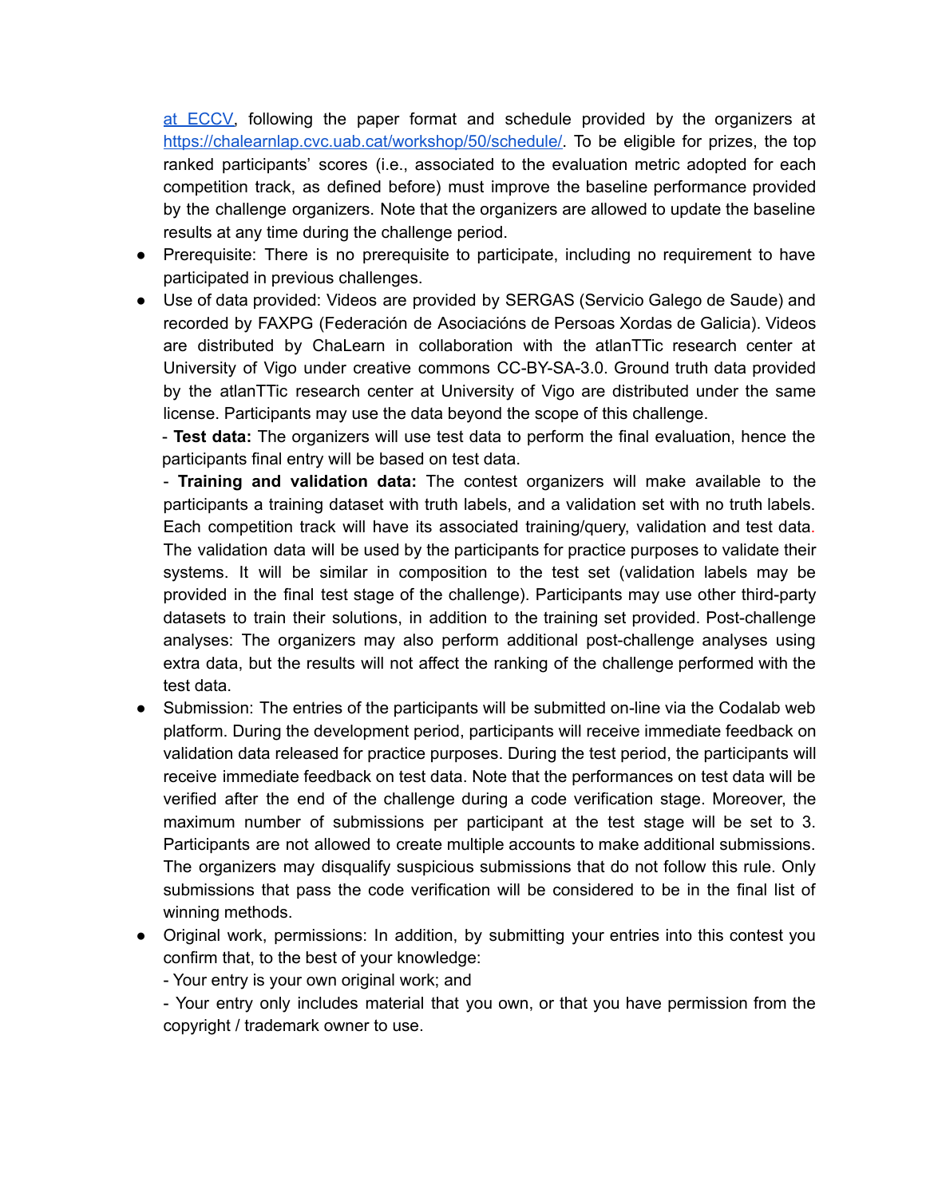[at ECCV](https://chalearnlap.cvc.uab.cat/workshop/50/schedule/), following the paper format and schedule provided by the organizers at https://chalearnlap.cvc.uab.cat/workshop/50/schedule/. To be eligible for prizes, the top ranked participants' scores (i.e., associated to the evaluation metric adopted for each competition track, as defined before) must improve the baseline performance provided by the challenge organizers. Note that the organizers are allowed to update the baseline results at any time during the challenge period.

- Prerequisite: There is no prerequisite to participate, including no requirement to have participated in previous challenges.
- Use of data provided: Videos are provided by SERGAS (Servicio Galego de Saude) and recorded by FAXPG (Federación de Asociacións de Persoas Xordas de Galicia). Videos are distributed by ChaLearn in collaboration with the atlanTTic research center at University of Vigo under creative commons CC-BY-SA-3.0. Ground truth data provided by the atlanTTic research center at University of Vigo are distributed under the same license. Participants may use the data beyond the scope of this challenge.

  - **Test data:** The organizers will use test data to perform the final evaluation, hence the participants final entry will be based on test data.

  - **Training and validation data:** The contest organizers will make available to the participants a training dataset with truth labels, and a validation set with no truth labels. Each competition track will have its associated training/query, validation and test data. The validation data will be used by the participants for practice purposes to validate their systems. It will be similar in composition to the test set (validation labels may be provided in the final test stage of the challenge). Participants may use other third-party datasets to train their solutions, in addition to the training set provided. Post-challenge analyses: The organizers may also perform additional post-challenge analyses using extra data, but the results will not affect the ranking of the challenge performed with the test data.
- Submission: The entries of the participants will be submitted on-line via the Codalab web platform. During the development period, participants will receive immediate feedback on validation data released for practice purposes. During the test period, the participants will receive immediate feedback on test data. Note that the performances on test data will be verified after the end of the challenge during a code verification stage. Moreover, the maximum number of submissions per participant at the test stage will be set to 3. Participants are not allowed to create multiple accounts to make additional submissions. The organizers may disqualify suspicious submissions that do not follow this rule. Only submissions that pass the code verification will be considered to be in the final list of winning methods.
- Original work, permissions: In addition, by submitting your entries into this contest you confirm that, to the best of your knowledge:

  - Your entry is your own original work; and

  - Your entry only includes material that you own, or that you have permission from the copyright / trademark owner to use.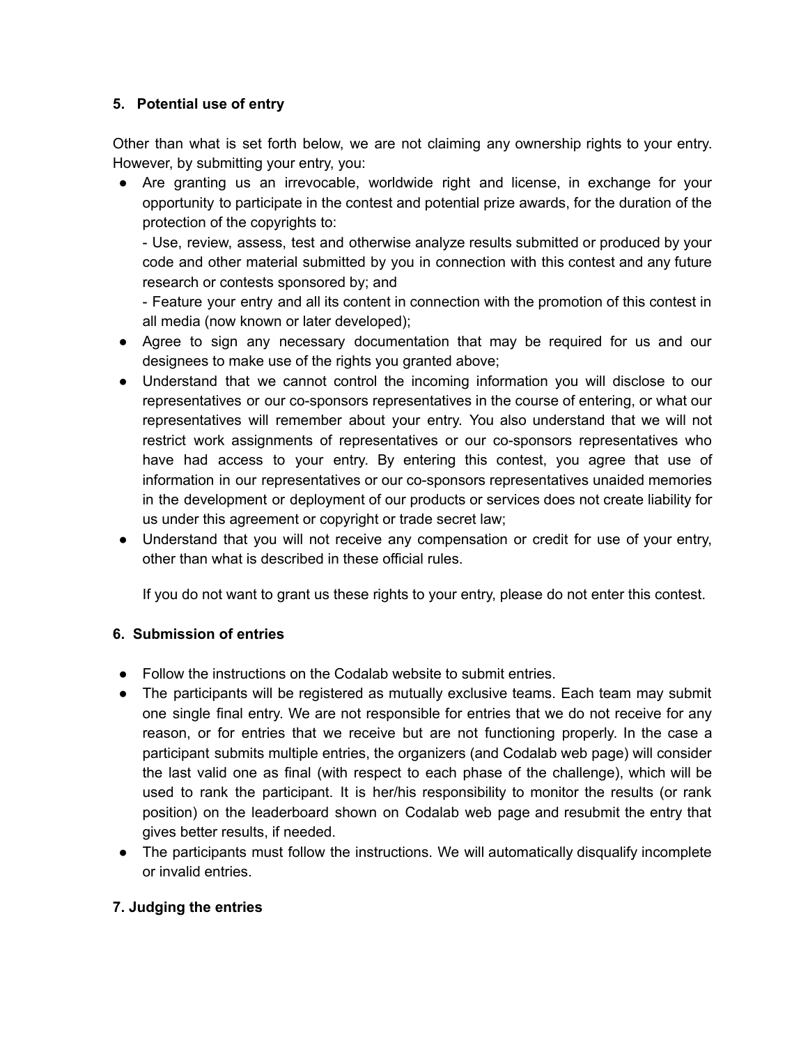### 5. Potential use of entry

Other than what is set forth below, we are not claiming any ownership rights to your entry. However, by submitting your entry, you:

- Are granting us an irrevocable, worldwide right and license, in exchange for your opportunity to participate in the contest and potential prize awards, for the duration of the protection of the copyrights to:

  - Use, review, assess, test and otherwise analyze results submitted or produced by your code and other material submitted by you in connection with this contest and any future research or contests sponsored by; and

  - Feature your entry and all its content in connection with the promotion of this contest in all media (now known or later developed);
- Agree to sign any necessary documentation that may be required for us and our designees to make use of the rights you granted above;
- Understand that we cannot control the incoming information you will disclose to our representatives or our co-sponsors representatives in the course of entering, or what our representatives will remember about your entry. You also understand that we will not restrict work assignments of representatives or our co-sponsors representatives who have had access to your entry. By entering this contest, you agree that use of information in our representatives or our co-sponsors representatives unaided memories in the development or deployment of our products or services does not create liability for us under this agreement or copyright or trade secret law;
- Understand that you will not receive any compensation or credit for use of your entry, other than what is described in these official rules.

  If you do not want to grant us these rights to your entry, please do not enter this contest.

### 6. Submission of entries

- Follow the instructions on the Codalab website to submit entries.
- The participants will be registered as mutually exclusive teams. Each team may submit one single final entry. We are not responsible for entries that we do not receive for any reason, or for entries that we receive but are not functioning properly. In the case a participant submits multiple entries, the organizers (and Codalab web page) will consider the last valid one as final (with respect to each phase of the challenge), which will be used to rank the participant. It is her/his responsibility to monitor the results (or rank position) on the leaderboard shown on Codalab web page and resubmit the entry that gives better results, if needed.
- The participants must follow the instructions. We will automatically disqualify incomplete or invalid entries.

### 7. Judging the entries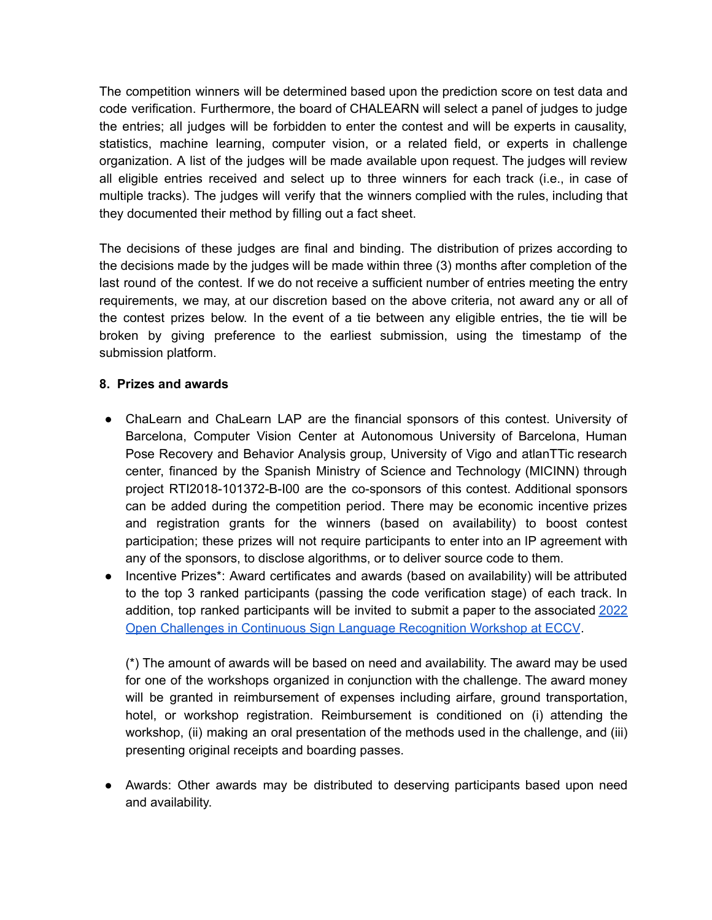The competition winners will be determined based upon the prediction score on test data and code verification. Furthermore, the board of CHALEARN will select a panel of judges to judge the entries; all judges will be forbidden to enter the contest and will be experts in causality, statistics, machine learning, computer vision, or a related field, or experts in challenge organization. A list of the judges will be made available upon request. The judges will review all eligible entries received and select up to three winners for each track (i.e., in case of multiple tracks). The judges will verify that the winners complied with the rules, including that they documented their method by filling out a fact sheet.

The decisions of these judges are final and binding. The distribution of prizes according to the decisions made by the judges will be made within three (3) months after completion of the last round of the contest. If we do not receive a sufficient number of entries meeting the entry requirements, we may, at our discretion based on the above criteria, not award any or all of the contest prizes below. In the event of a tie between any eligible entries, the tie will be broken by giving preference to the earliest submission, using the timestamp of the submission platform.

**8. Prizes and awards**

- ChaLearn and ChaLearn LAP are the financial sponsors of this contest. University of Barcelona, Computer Vision Center at Autonomous University of Barcelona, Human Pose Recovery and Behavior Analysis group, University of Vigo and atlanTTic research center, financed by the Spanish Ministry of Science and Technology (MICINN) through project RTI2018-101372-B-I00 are the co-sponsors of this contest. Additional sponsors can be added during the competition period. There may be economic incentive prizes and registration grants for the winners (based on availability) to boost contest participation; these prizes will not require participants to enter into an IP agreement with any of the sponsors, to disclose algorithms, or to deliver source code to them.
- Incentive Prizes*: Award certificates and awards (based on availability) will be attributed to the top 3 ranked participants (passing the code verification stage) of each track. In addition, top ranked participants will be invited to submit a paper to the associated [2022 Open Challenges in Continuous Sign Language Recognition Workshop at ECCV](#).

  (*) The amount of awards will be based on need and availability. The award may be used for one of the workshops organized in conjunction with the challenge. The award money will be granted in reimbursement of expenses including airfare, ground transportation, hotel, or workshop registration. Reimbursement is conditioned on (i) attending the workshop, (ii) making an oral presentation of the methods used in the challenge, and (iii) presenting original receipts and boarding passes.

- Awards: Other awards may be distributed to deserving participants based upon need and availability.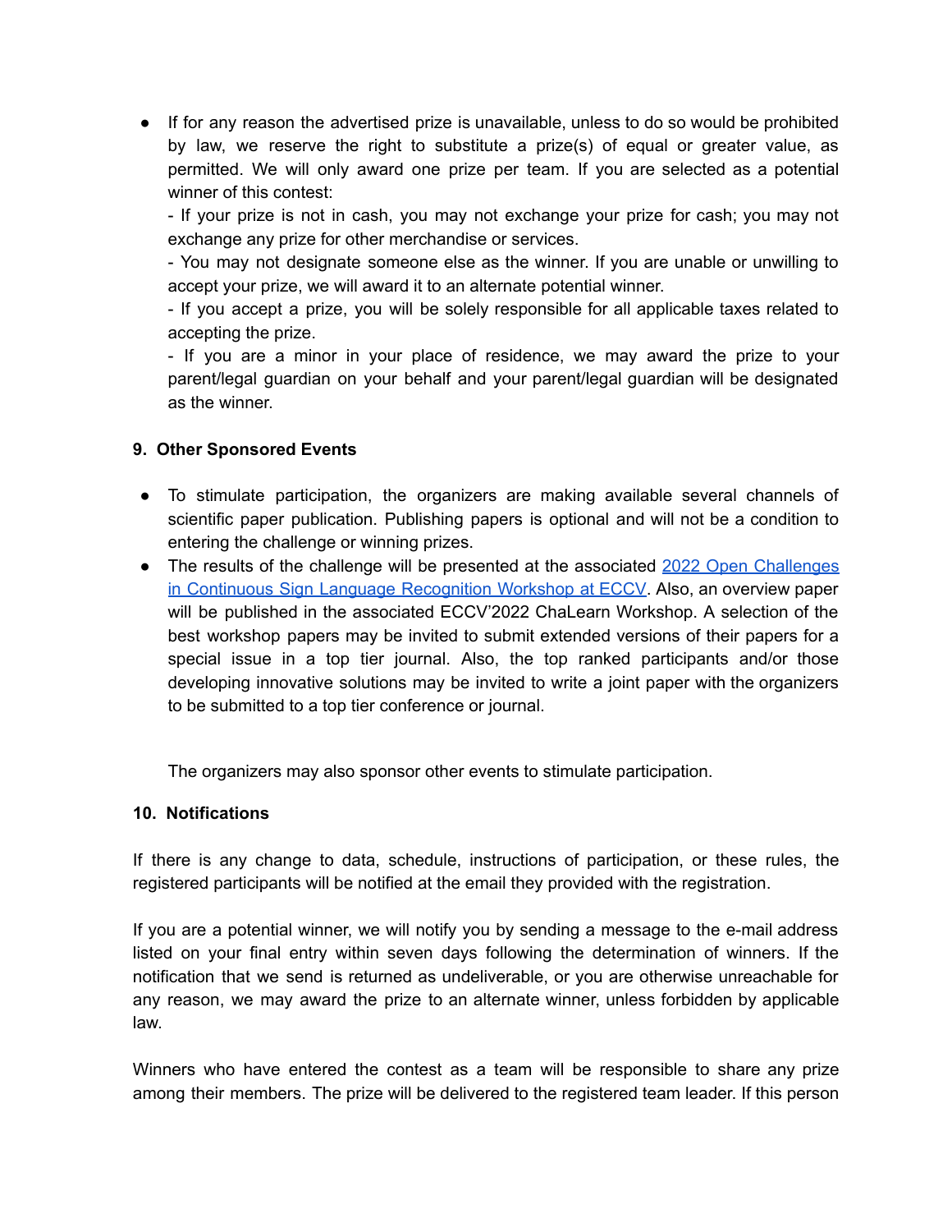- If for any reason the advertised prize is unavailable, unless to do so would be prohibited by law, we reserve the right to substitute a prize(s) of equal or greater value, as permitted. We will only award one prize per team. If you are selected as a potential winner of this contest:
  - If your prize is not in cash, you may not exchange your prize for cash; you may not exchange any prize for other merchandise or services.
  - You may not designate someone else as the winner. If you are unable or unwilling to accept your prize, we will award it to an alternate potential winner.
  - If you accept a prize, you will be solely responsible for all applicable taxes related to accepting the prize.
  - If you are a minor in your place of residence, we may award the prize to your parent/legal guardian on your behalf and your parent/legal guardian will be designated as the winner.

### 9. Other Sponsored Events

- To stimulate participation, the organizers are making available several channels of scientific paper publication. Publishing papers is optional and will not be a condition to entering the challenge or winning prizes.
- The results of the challenge will be presented at the associated [2022 Open Challenges in Continuous Sign Language Recognition Workshop at ECCV](). Also, an overview paper will be published in the associated ECCV'2022 ChaLearn Workshop. A selection of the best workshop papers may be invited to submit extended versions of their papers for a special issue in a top tier journal. Also, the top ranked participants and/or those developing innovative solutions may be invited to write a joint paper with the organizers to be submitted to a top tier conference or journal.

  The organizers may also sponsor other events to stimulate participation.

### 10. Notifications

If there is any change to data, schedule, instructions of participation, or these rules, the registered participants will be notified at the email they provided with the registration.

If you are a potential winner, we will notify you by sending a message to the e-mail address listed on your final entry within seven days following the determination of winners. If the notification that we send is returned as undeliverable, or you are otherwise unreachable for any reason, we may award the prize to an alternate winner, unless forbidden by applicable law.

Winners who have entered the contest as a team will be responsible to share any prize among their members. The prize will be delivered to the registered team leader. If this person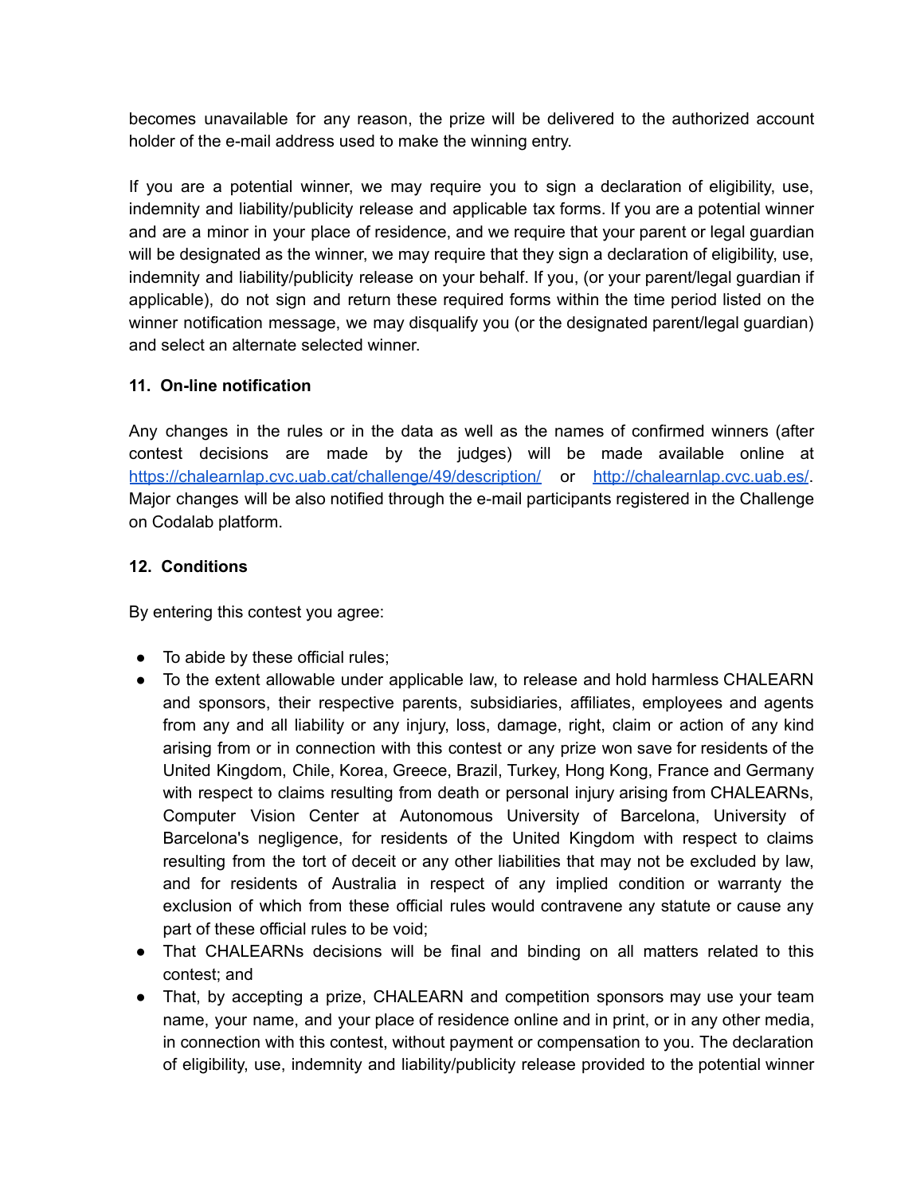becomes unavailable for any reason, the prize will be delivered to the authorized account holder of the e-mail address used to make the winning entry.

If you are a potential winner, we may require you to sign a declaration of eligibility, use, indemnity and liability/publicity release and applicable tax forms. If you are a potential winner and are a minor in your place of residence, and we require that your parent or legal guardian will be designated as the winner, we may require that they sign a declaration of eligibility, use, indemnity and liability/publicity release on your behalf. If you, (or your parent/legal guardian if applicable), do not sign and return these required forms within the time period listed on the winner notification message, we may disqualify you (or the designated parent/legal guardian) and select an alternate selected winner.

### 11. On-line notification

Any changes in the rules or in the data as well as the names of confirmed winners (after contest decisions are made by the judges) will be made available online at [https://chalearnlap.cvc.uab.cat/challenge/49/description/](https://chalearnlap.cvc.uab.cat/challenge/49/description/) or [http://chalearnlap.cvc.uab.es/](http://chalearnlap.cvc.uab.es/). Major changes will be also notified through the e-mail participants registered in the Challenge on Codalab platform.

### 12. Conditions

By entering this contest you agree:

- To abide by these official rules;
- To the extent allowable under applicable law, to release and hold harmless CHALEARN and sponsors, their respective parents, subsidiaries, affiliates, employees and agents from any and all liability or any injury, loss, damage, right, claim or action of any kind arising from or in connection with this contest or any prize won save for residents of the United Kingdom, Chile, Korea, Greece, Brazil, Turkey, Hong Kong, France and Germany with respect to claims resulting from death or personal injury arising from CHALEARNs, Computer Vision Center at Autonomous University of Barcelona, University of Barcelona's negligence, for residents of the United Kingdom with respect to claims resulting from the tort of deceit or any other liabilities that may not be excluded by law, and for residents of Australia in respect of any implied condition or warranty the exclusion of which from these official rules would contravene any statute or cause any part of these official rules to be void;
- That CHALEARNs decisions will be final and binding on all matters related to this contest; and
- That, by accepting a prize, CHALEARN and competition sponsors may use your team name, your name, and your place of residence online and in print, or in any other media, in connection with this contest, without payment or compensation to you. The declaration of eligibility, use, indemnity and liability/publicity release provided to the potential winner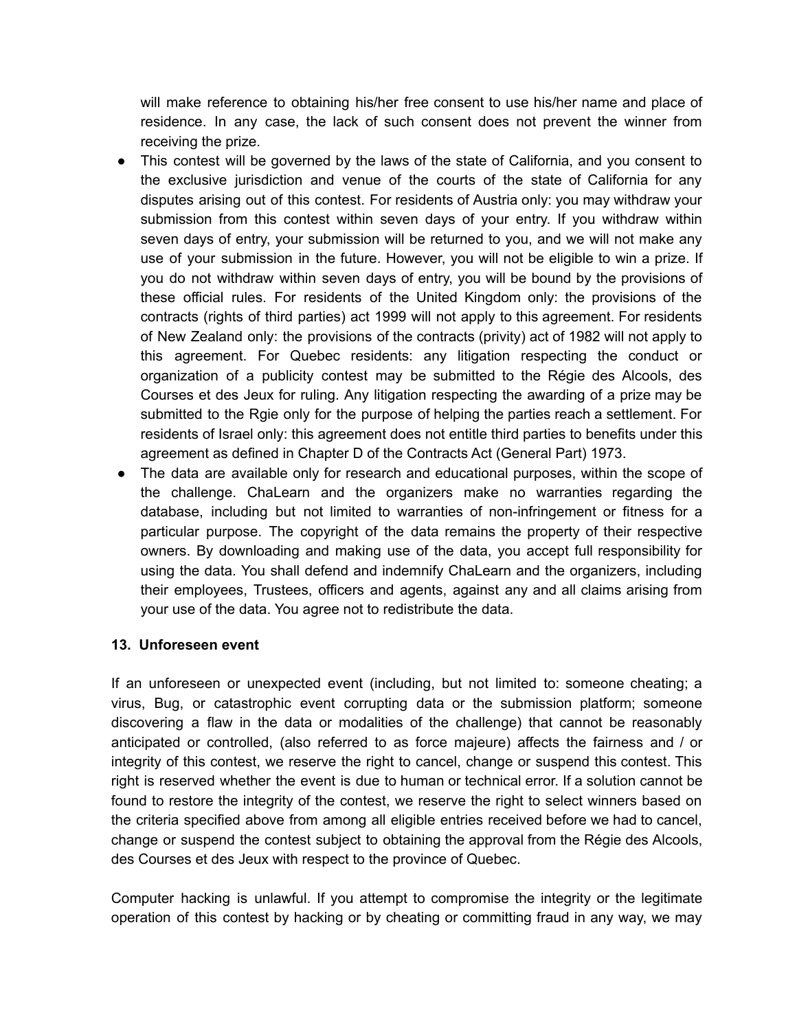will make reference to obtaining his/her free consent to use his/her name and place of residence. In any case, the lack of such consent does not prevent the winner from receiving the prize.

- This contest will be governed by the laws of the state of California, and you consent to the exclusive jurisdiction and venue of the courts of the state of California for any disputes arising out of this contest. For residents of Austria only: you may withdraw your submission from this contest within seven days of your entry. If you withdraw within seven days of entry, your submission will be returned to you, and we will not make any use of your submission in the future. However, you will not be eligible to win a prize. If you do not withdraw within seven days of entry, you will be bound by the provisions of these official rules. For residents of the United Kingdom only: the provisions of the contracts (rights of third parties) act 1999 will not apply to this agreement. For residents of New Zealand only: the provisions of the contracts (privity) act of 1982 will not apply to this agreement. For Quebec residents: any litigation respecting the conduct or organization of a publicity contest may be submitted to the Régie des Alcools, des Courses et des Jeux for ruling. Any litigation respecting the awarding of a prize may be submitted to the Rgie only for the purpose of helping the parties reach a settlement. For residents of Israel only: this agreement does not entitle third parties to benefits under this agreement as defined in Chapter D of the Contracts Act (General Part) 1973.
- The data are available only for research and educational purposes, within the scope of the challenge. ChaLearn and the organizers make no warranties regarding the database, including but not limited to warranties of non-infringement or fitness for a particular purpose. The copyright of the data remains the property of their respective owners. By downloading and making use of the data, you accept full responsibility for using the data. You shall defend and indemnify ChaLearn and the organizers, including their employees, Trustees, officers and agents, against any and all claims arising from your use of the data. You agree not to redistribute the data.

#### 13. Unforeseen event

If an unforeseen or unexpected event (including, but not limited to: someone cheating; a virus, Bug, or catastrophic event corrupting data or the submission platform; someone discovering a flaw in the data or modalities of the challenge) that cannot be reasonably anticipated or controlled, (also referred to as force majeure) affects the fairness and / or integrity of this contest, we reserve the right to cancel, change or suspend this contest. This right is reserved whether the event is due to human or technical error. If a solution cannot be found to restore the integrity of the contest, we reserve the right to select winners based on the criteria specified above from among all eligible entries received before we had to cancel, change or suspend the contest subject to obtaining the approval from the Régie des Alcools, des Courses et des Jeux with respect to the province of Quebec.

Computer hacking is unlawful. If you attempt to compromise the integrity or the legitimate operation of this contest by hacking or by cheating or committing fraud in any way, we may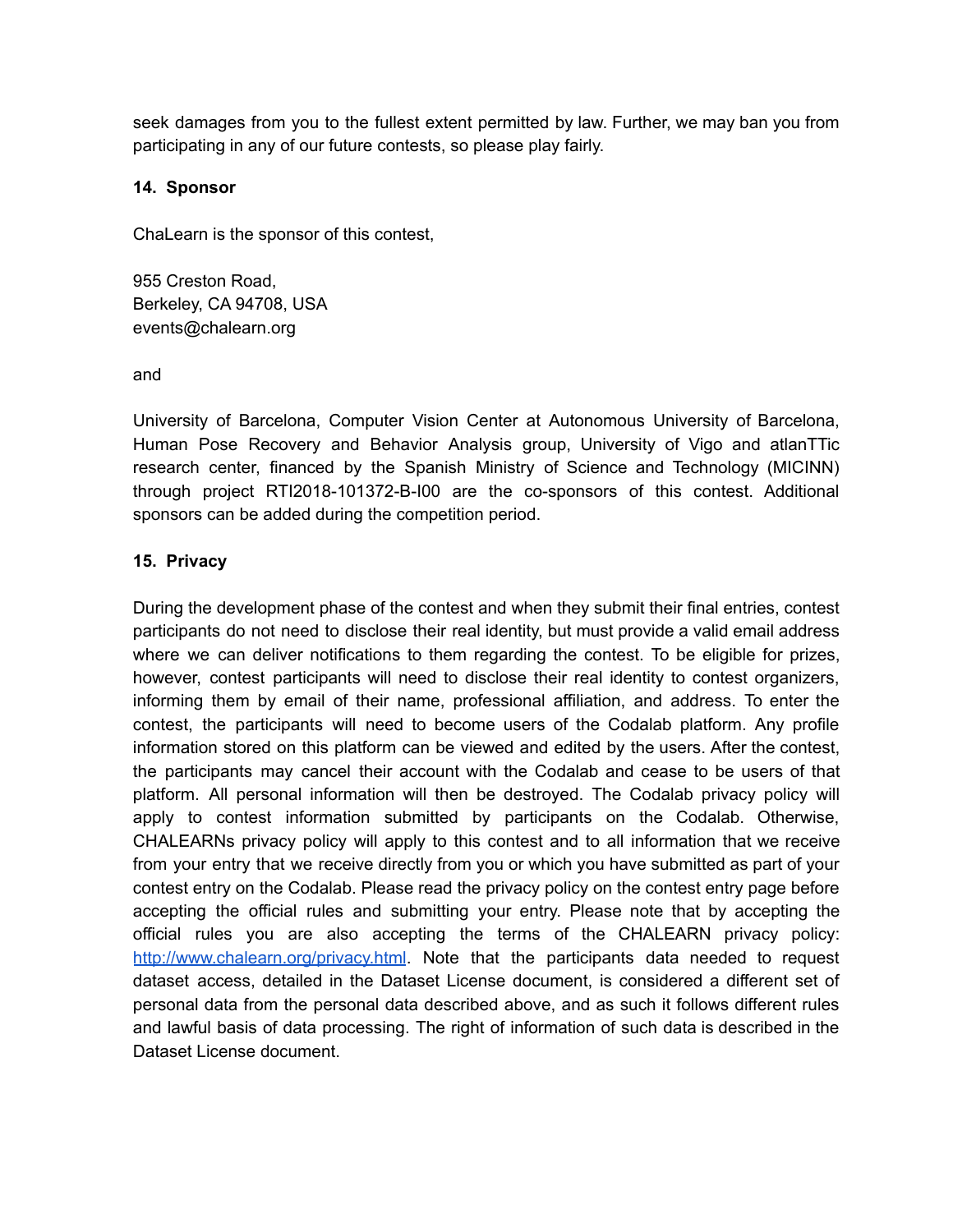seek damages from you to the fullest extent permitted by law. Further, we may ban you from participating in any of our future contests, so please play fairly.

**14. Sponsor**

ChaLearn is the sponsor of this contest,

955 Creston Road,
Berkeley, CA 94708, USA
events@chalearn.org

and

University of Barcelona, Computer Vision Center at Autonomous University of Barcelona, Human Pose Recovery and Behavior Analysis group, University of Vigo and atlanTTic research center, financed by the Spanish Ministry of Science and Technology (MICINN) through project RTI2018-101372-B-I00 are the co-sponsors of this contest. Additional sponsors can be added during the competition period.

**15. Privacy**

During the development phase of the contest and when they submit their final entries, contest participants do not need to disclose their real identity, but must provide a valid email address where we can deliver notifications to them regarding the contest. To be eligible for prizes, however, contest participants will need to disclose their real identity to contest organizers, informing them by email of their name, professional affiliation, and address. To enter the contest, the participants will need to become users of the Codalab platform. Any profile information stored on this platform can be viewed and edited by the users. After the contest, the participants may cancel their account with the Codalab and cease to be users of that platform. All personal information will then be destroyed. The Codalab privacy policy will apply to contest information submitted by participants on the Codalab. Otherwise, CHALEARNs privacy policy will apply to this contest and to all information that we receive from your entry that we receive directly from you or which you have submitted as part of your contest entry on the Codalab. Please read the privacy policy on the contest entry page before accepting the official rules and submitting your entry. Please note that by accepting the official rules you are also accepting the terms of the CHALEARN privacy policy: [http://www.chalearn.org/privacy.html](http://www.chalearn.org/privacy.html). Note that the participants data needed to request dataset access, detailed in the Dataset License document, is considered a different set of personal data from the personal data described above, and as such it follows different rules and lawful basis of data processing. The right of information of such data is described in the Dataset License document.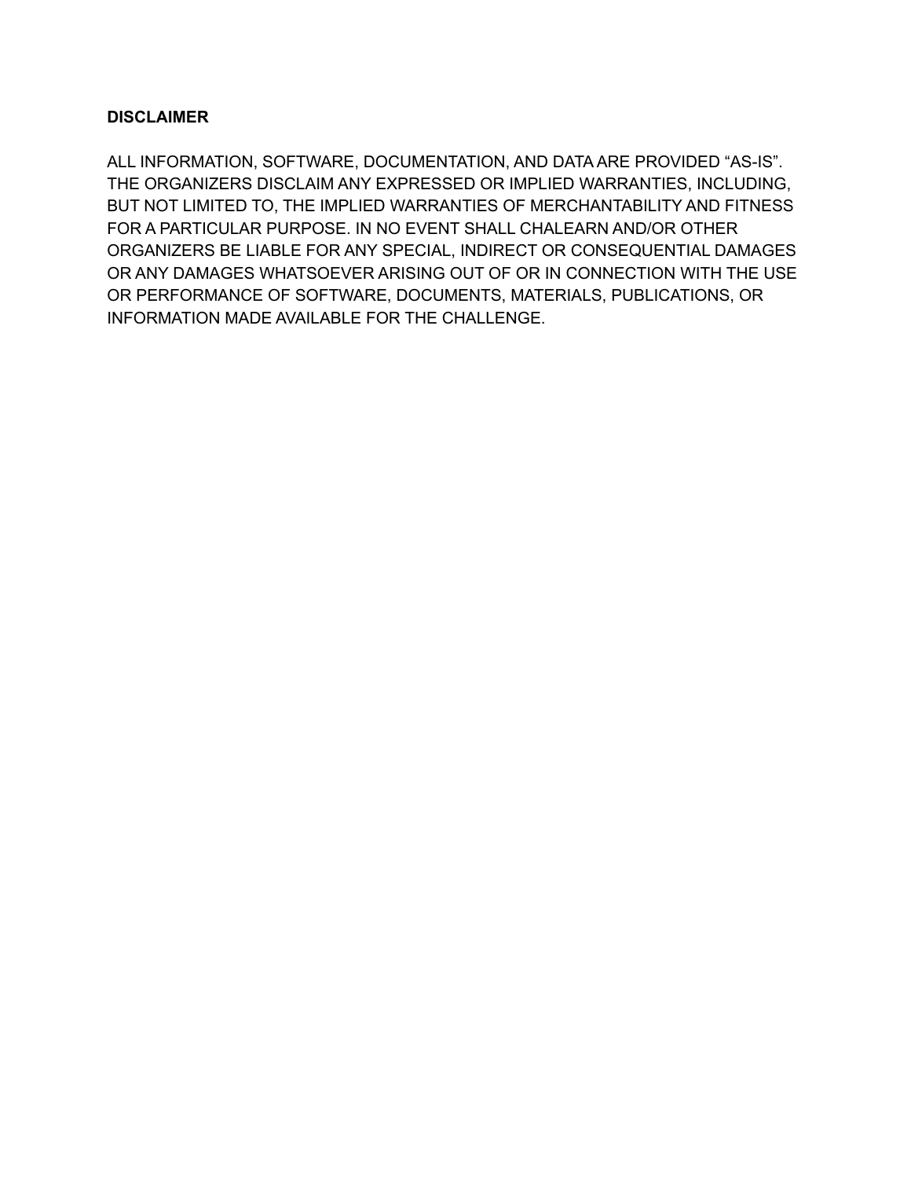**DISCLAIMER**

ALL INFORMATION, SOFTWARE, DOCUMENTATION, AND DATA ARE PROVIDED “AS-IS”. THE ORGANIZERS DISCLAIM ANY EXPRESSED OR IMPLIED WARRANTIES, INCLUDING, BUT NOT LIMITED TO, THE IMPLIED WARRANTIES OF MERCHANTABILITY AND FITNESS FOR A PARTICULAR PURPOSE. IN NO EVENT SHALL CHALEARN AND/OR OTHER ORGANIZERS BE LIABLE FOR ANY SPECIAL, INDIRECT OR CONSEQUENTIAL DAMAGES OR ANY DAMAGES WHATSOEVER ARISING OUT OF OR IN CONNECTION WITH THE USE OR PERFORMANCE OF SOFTWARE, DOCUMENTS, MATERIALS, PUBLICATIONS, OR INFORMATION MADE AVAILABLE FOR THE CHALLENGE.